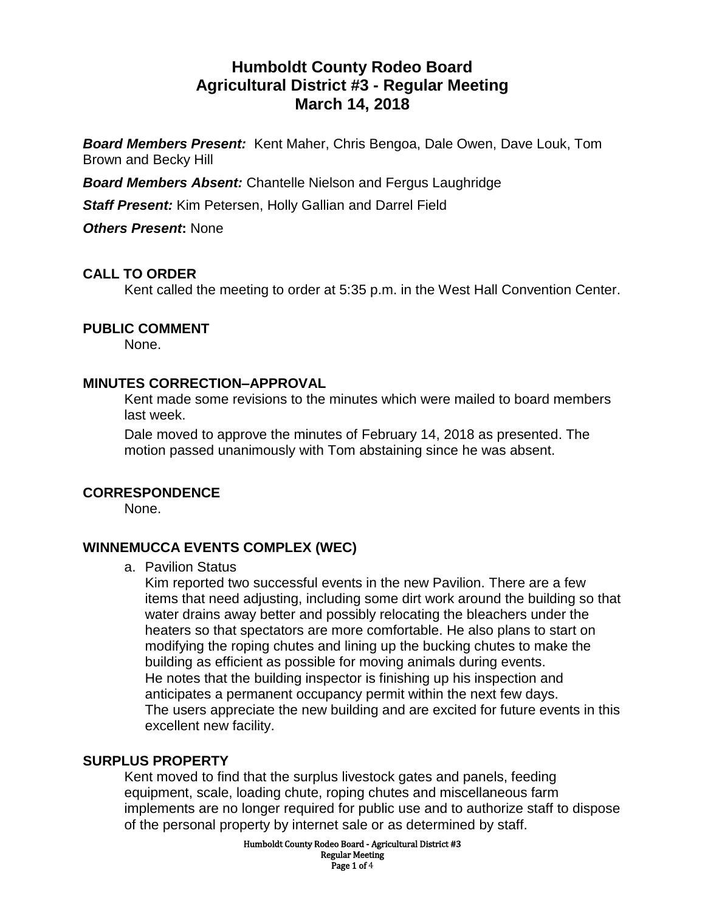# Humboldt County Rodeo Board
# Agricultural District #3 - Regular Meeting
# March 14, 2018

***Board Members Present:*** Kent Maher, Chris Bengoa, Dale Owen, Dave Louk, Tom Brown and Becky Hill

***Board Members Absent:*** Chantelle Nielson and Fergus Laughridge

***Staff Present:*** Kim Petersen, Holly Gallian and Darrel Field

***Others Present*:** None

## CALL TO ORDER

Kent called the meeting to order at 5:35 p.m. in the West Hall Convention Center.

## PUBLIC COMMENT

None.

## MINUTES CORRECTION–APPROVAL

Kent made some revisions to the minutes which were mailed to board members last week.

Dale moved to approve the minutes of February 14, 2018 as presented. The motion passed unanimously with Tom abstaining since he was absent.

## CORRESPONDENCE

None.

## WINNEMUCCA EVENTS COMPLEX (WEC)

a. Pavilion Status

   Kim reported two successful events in the new Pavilion. There are a few items that need adjusting, including some dirt work around the building so that water drains away better and possibly relocating the bleachers under the heaters so that spectators are more comfortable. He also plans to start on modifying the roping chutes and lining up the bucking chutes to make the building as efficient as possible for moving animals during events.
   He notes that the building inspector is finishing up his inspection and anticipates a permanent occupancy permit within the next few days.
   The users appreciate the new building and are excited for future events in this excellent new facility.

## SURPLUS PROPERTY

Kent moved to find that the surplus livestock gates and panels, feeding equipment, scale, loading chute, roping chutes and miscellaneous farm implements are no longer required for public use and to authorize staff to dispose of the personal property by internet sale or as determined by staff.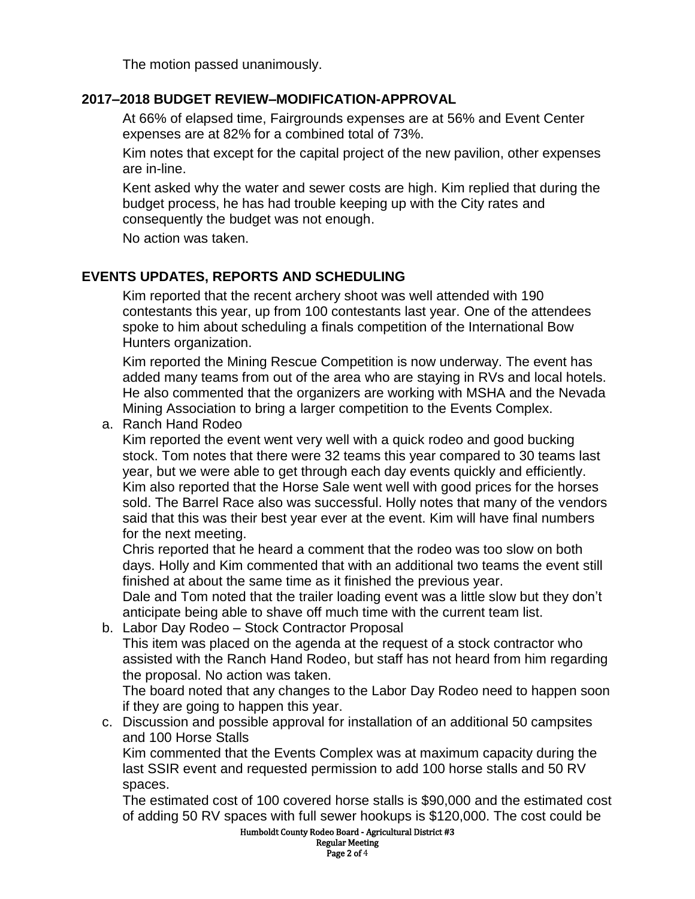The motion passed unanimously.

## 2017–2018 BUDGET REVIEW–MODIFICATION-APPROVAL

At 66% of elapsed time, Fairgrounds expenses are at 56% and Event Center expenses are at 82% for a combined total of 73%.

Kim notes that except for the capital project of the new pavilion, other expenses are in-line.

Kent asked why the water and sewer costs are high. Kim replied that during the budget process, he has had trouble keeping up with the City rates and consequently the budget was not enough.

No action was taken.

## EVENTS UPDATES, REPORTS AND SCHEDULING

Kim reported that the recent archery shoot was well attended with 190 contestants this year, up from 100 contestants last year. One of the attendees spoke to him about scheduling a finals competition of the International Bow Hunters organization.

Kim reported the Mining Rescue Competition is now underway. The event has added many teams from out of the area who are staying in RVs and local hotels. He also commented that the organizers are working with MSHA and the Nevada Mining Association to bring a larger competition to the Events Complex.

a. Ranch Hand Rodeo
   Kim reported the event went very well with a quick rodeo and good bucking stock. Tom notes that there were 32 teams this year compared to 30 teams last year, but we were able to get through each day events quickly and efficiently. Kim also reported that the Horse Sale went well with good prices for the horses sold. The Barrel Race also was successful. Holly notes that many of the vendors said that this was their best year ever at the event. Kim will have final numbers for the next meeting.
   Chris reported that he heard a comment that the rodeo was too slow on both days. Holly and Kim commented that with an additional two teams the event still finished at about the same time as it finished the previous year.
   Dale and Tom noted that the trailer loading event was a little slow but they don't anticipate being able to shave off much time with the current team list.

b. Labor Day Rodeo – Stock Contractor Proposal
   This item was placed on the agenda at the request of a stock contractor who assisted with the Ranch Hand Rodeo, but staff has not heard from him regarding the proposal. No action was taken.
   The board noted that any changes to the Labor Day Rodeo need to happen soon if they are going to happen this year.

c. Discussion and possible approval for installation of an additional 50 campsites and 100 Horse Stalls
   Kim commented that the Events Complex was at maximum capacity during the last SSIR event and requested permission to add 100 horse stalls and 50 RV spaces.
   The estimated cost of 100 covered horse stalls is $90,000 and the estimated cost of adding 50 RV spaces with full sewer hookups is $120,000. The cost could be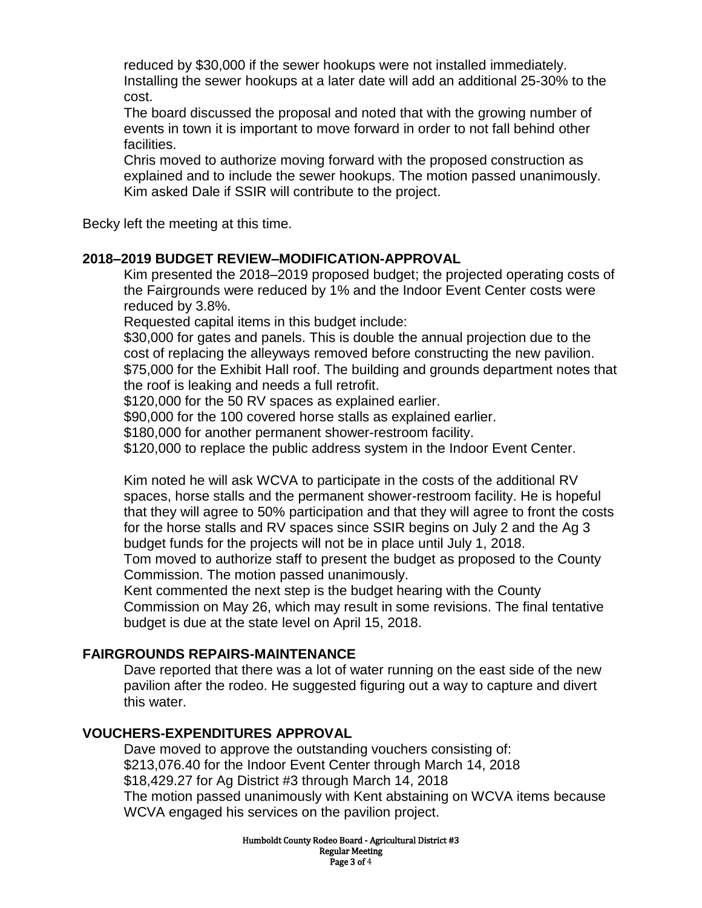reduced by $30,000 if the sewer hookups were not installed immediately. Installing the sewer hookups at a later date will add an additional 25-30% to the cost.

The board discussed the proposal and noted that with the growing number of events in town it is important to move forward in order to not fall behind other facilities.

Chris moved to authorize moving forward with the proposed construction as explained and to include the sewer hookups. The motion passed unanimously. Kim asked Dale if SSIR will contribute to the project.

Becky left the meeting at this time.

## 2018–2019 BUDGET REVIEW–MODIFICATION-APPROVAL

Kim presented the 2018–2019 proposed budget; the projected operating costs of the Fairgrounds were reduced by 1% and the Indoor Event Center costs were reduced by 3.8%.

Requested capital items in this budget include:

$30,000 for gates and panels. This is double the annual projection due to the cost of replacing the alleyways removed before constructing the new pavilion.
$75,000 for the Exhibit Hall roof. The building and grounds department notes that the roof is leaking and needs a full retrofit.
$120,000 for the 50 RV spaces as explained earlier.
$90,000 for the 100 covered horse stalls as explained earlier.
$180,000 for another permanent shower-restroom facility.
$120,000 to replace the public address system in the Indoor Event Center.

Kim noted he will ask WCVA to participate in the costs of the additional RV spaces, horse stalls and the permanent shower-restroom facility. He is hopeful that they will agree to 50% participation and that they will agree to front the costs for the horse stalls and RV spaces since SSIR begins on July 2 and the Ag 3 budget funds for the projects will not be in place until July 1, 2018.

Tom moved to authorize staff to present the budget as proposed to the County Commission. The motion passed unanimously.

Kent commented the next step is the budget hearing with the County Commission on May 26, which may result in some revisions. The final tentative budget is due at the state level on April 15, 2018.

## FAIRGROUNDS REPAIRS-MAINTENANCE

Dave reported that there was a lot of water running on the east side of the new pavilion after the rodeo. He suggested figuring out a way to capture and divert this water.

## VOUCHERS-EXPENDITURES APPROVAL

Dave moved to approve the outstanding vouchers consisting of:
$213,076.40 for the Indoor Event Center through March 14, 2018
$18,429.27 for Ag District #3 through March 14, 2018
The motion passed unanimously with Kent abstaining on WCVA items because WCVA engaged his services on the pavilion project.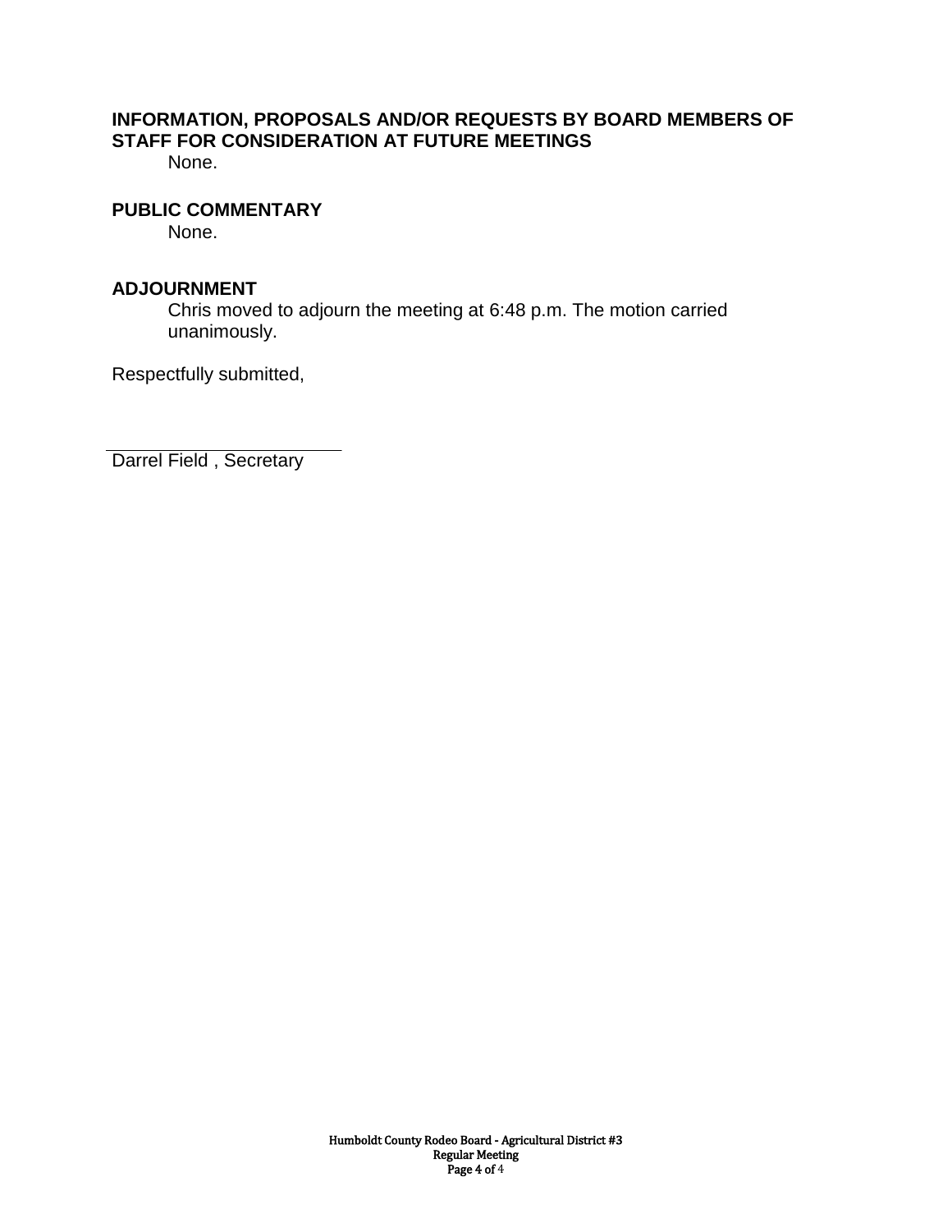## INFORMATION, PROPOSALS AND/OR REQUESTS BY BOARD MEMBERS OF STAFF FOR CONSIDERATION AT FUTURE MEETINGS

None.

## PUBLIC COMMENTARY

None.

## ADJOURNMENT

Chris moved to adjourn the meeting at 6:48 p.m. The motion carried unanimously.

Respectfully submitted,

\_\_\_\_\_\_\_\_\_\_\_\_\_\_\_\_\_\_\_\_\_\_\_\_\_\_

Darrel Field , Secretary